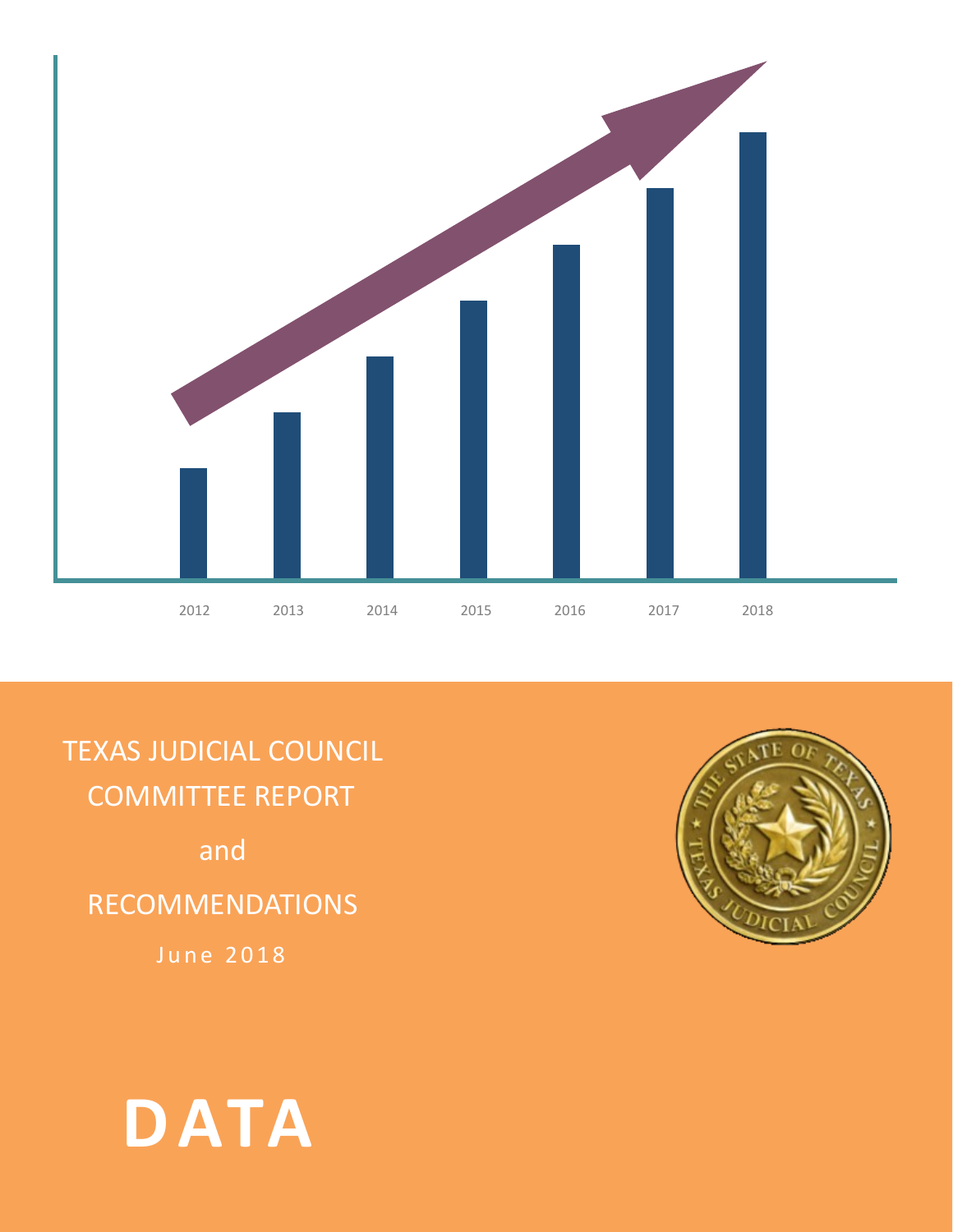2012 2013 2014 2015 2016 2017 2018

TEXAS JUDICIAL COUNCIL

COMMITTEE REPORT

and

RECOMMENDATIONS

June 2018

# DATA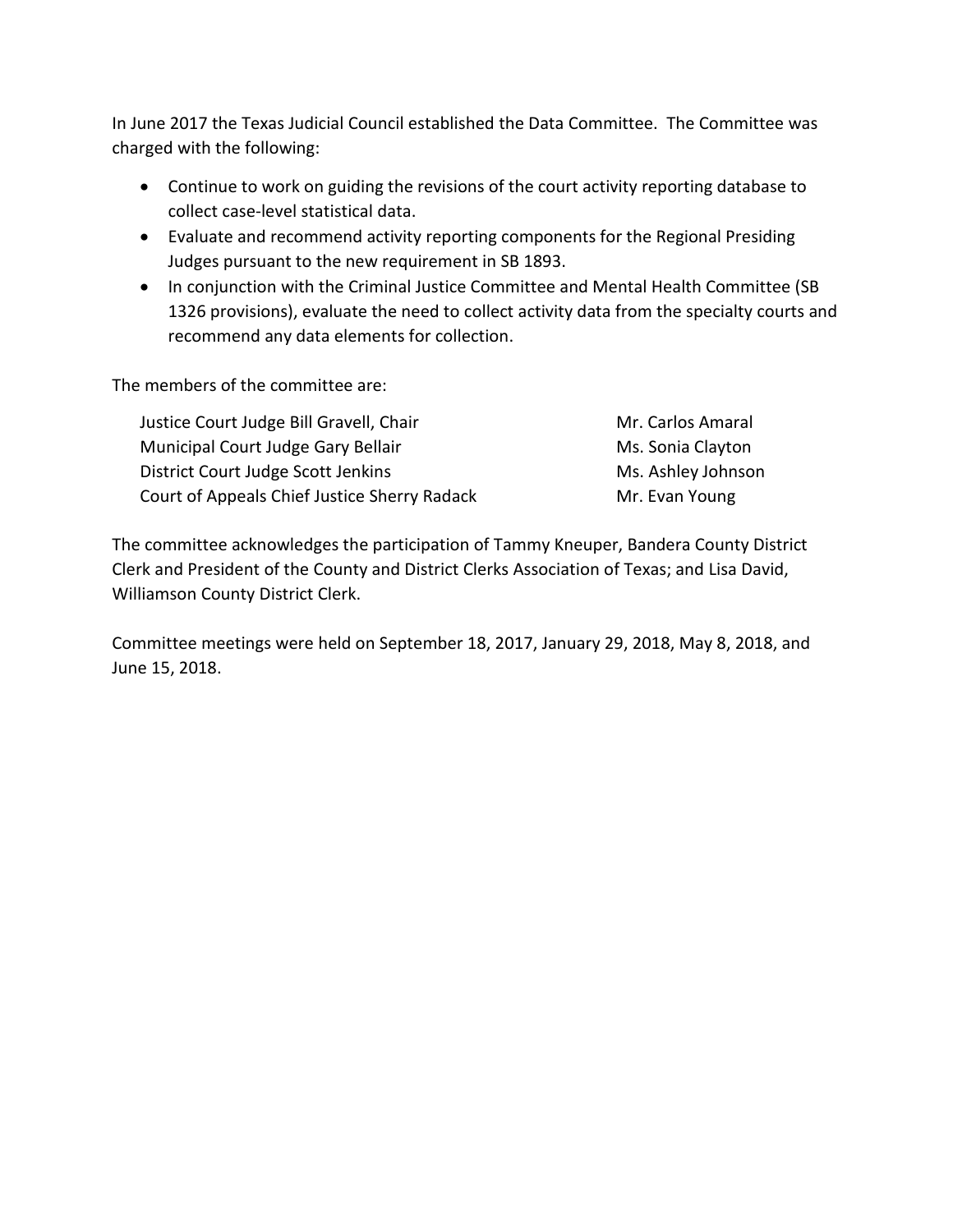In June 2017 the Texas Judicial Council established the Data Committee. The Committee was charged with the following:

- Continue to work on guiding the revisions of the court activity reporting database to collect case-level statistical data.
- Evaluate and recommend activity reporting components for the Regional Presiding Judges pursuant to the new requirement in SB 1893.
- In conjunction with the Criminal Justice Committee and Mental Health Committee (SB 1326 provisions), evaluate the need to collect activity data from the specialty courts and recommend any data elements for collection.

The members of the committee are:

Justice Court Judge Bill Gravell, Chair
Municipal Court Judge Gary Bellair
District Court Judge Scott Jenkins
Court of Appeals Chief Justice Sherry Radack
Mr. Carlos Amaral
Ms. Sonia Clayton
Ms. Ashley Johnson
Mr. Evan Young

The committee acknowledges the participation of Tammy Kneuper, Bandera County District Clerk and President of the County and District Clerks Association of Texas; and Lisa David, Williamson County District Clerk.

Committee meetings were held on September 18, 2017, January 29, 2018, May 8, 2018, and June 15, 2018.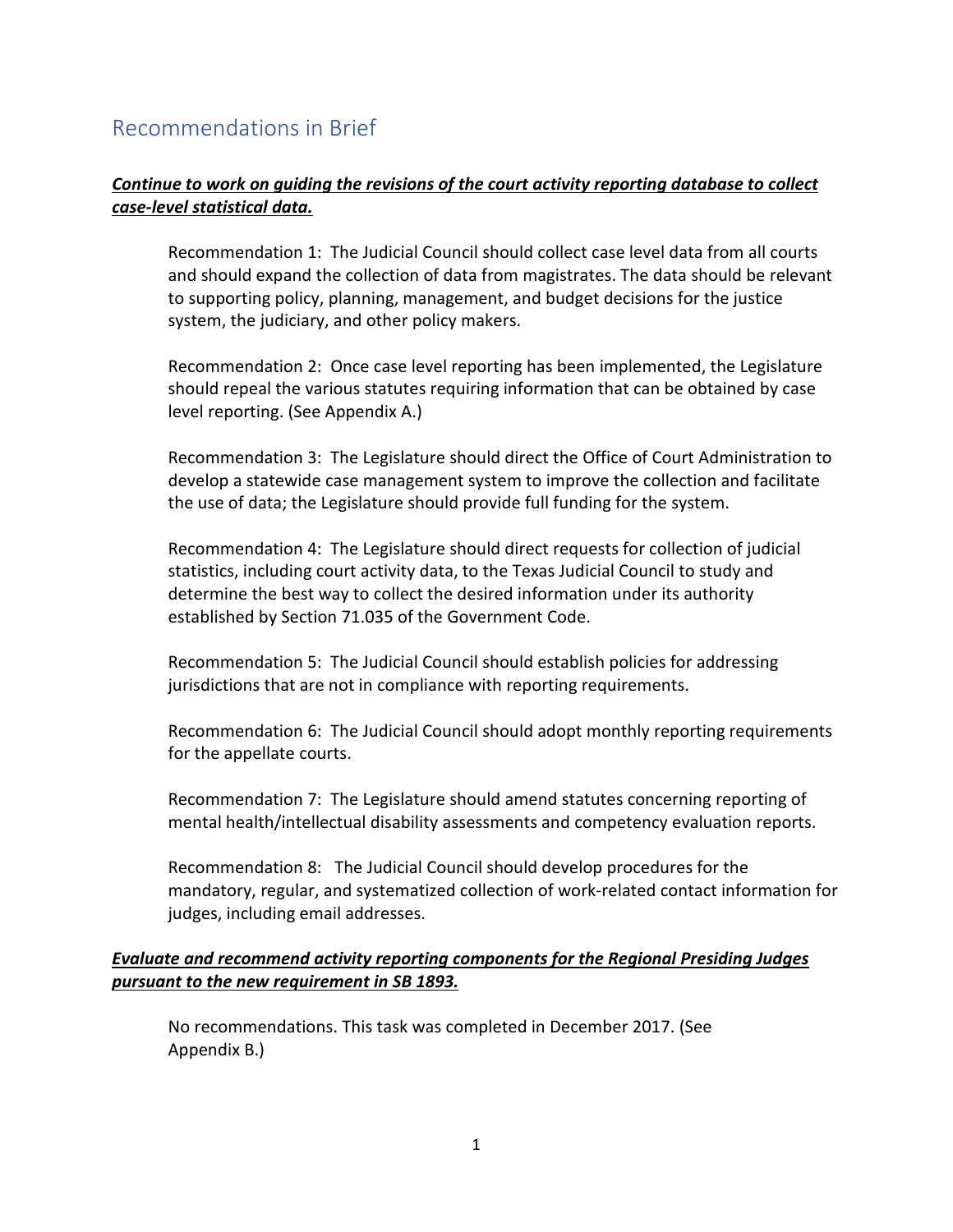## Recommendations in Brief

***Continue to work on guiding the revisions of the court activity reporting database to collect case-level statistical data.***

Recommendation 1: The Judicial Council should collect case level data from all courts and should expand the collection of data from magistrates. The data should be relevant to supporting policy, planning, management, and budget decisions for the justice system, the judiciary, and other policy makers.

Recommendation 2: Once case level reporting has been implemented, the Legislature should repeal the various statutes requiring information that can be obtained by case level reporting. (See Appendix A.)

Recommendation 3: The Legislature should direct the Office of Court Administration to develop a statewide case management system to improve the collection and facilitate the use of data; the Legislature should provide full funding for the system.

Recommendation 4: The Legislature should direct requests for collection of judicial statistics, including court activity data, to the Texas Judicial Council to study and determine the best way to collect the desired information under its authority established by Section 71.035 of the Government Code.

Recommendation 5: The Judicial Council should establish policies for addressing jurisdictions that are not in compliance with reporting requirements.

Recommendation 6: The Judicial Council should adopt monthly reporting requirements for the appellate courts.

Recommendation 7: The Legislature should amend statutes concerning reporting of mental health/intellectual disability assessments and competency evaluation reports.

Recommendation 8: The Judicial Council should develop procedures for the mandatory, regular, and systematized collection of work-related contact information for judges, including email addresses.

***Evaluate and recommend activity reporting components for the Regional Presiding Judges pursuant to the new requirement in SB 1893.***

No recommendations. This task was completed in December 2017. (See Appendix B.)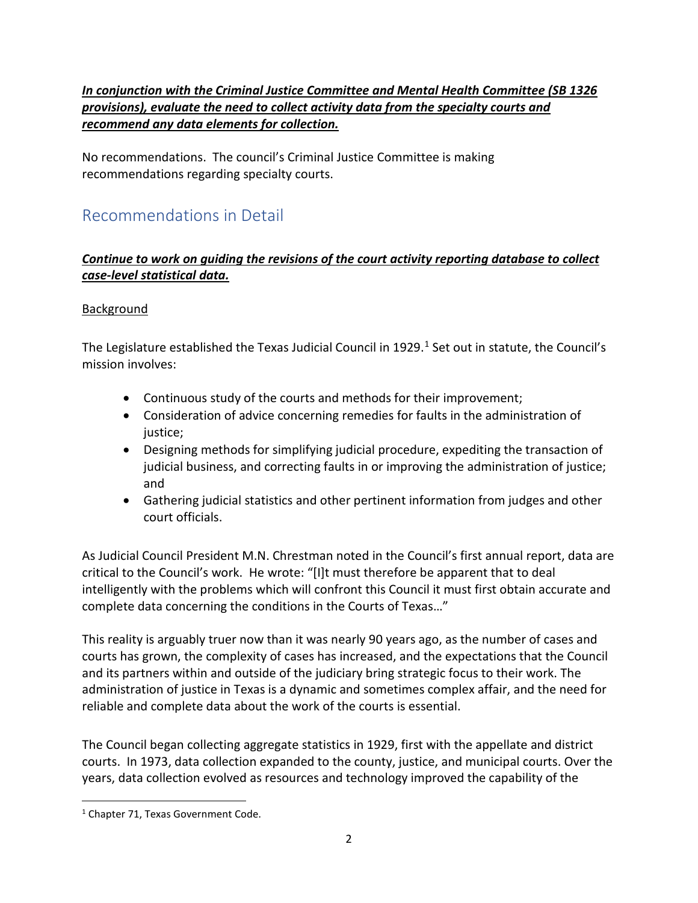***In conjunction with the Criminal Justice Committee and Mental Health Committee (SB 1326 provisions), evaluate the need to collect activity data from the specialty courts and recommend any data elements for collection.***

No recommendations. The council's Criminal Justice Committee is making recommendations regarding specialty courts.

## Recommendations in Detail

***Continue to work on guiding the revisions of the court activity reporting database to collect case-level statistical data.***

Background

The Legislature established the Texas Judicial Council in 1929.[1] Set out in statute, the Council's mission involves:

- Continuous study of the courts and methods for their improvement;
- Consideration of advice concerning remedies for faults in the administration of justice;
- Designing methods for simplifying judicial procedure, expediting the transaction of judicial business, and correcting faults in or improving the administration of justice; and
- Gathering judicial statistics and other pertinent information from judges and other court officials.

As Judicial Council President M.N. Chrestman noted in the Council's first annual report, data are critical to the Council's work. He wrote: "[I]t must therefore be apparent that to deal intelligently with the problems which will confront this Council it must first obtain accurate and complete data concerning the conditions in the Courts of Texas…"

This reality is arguably truer now than it was nearly 90 years ago, as the number of cases and courts has grown, the complexity of cases has increased, and the expectations that the Council and its partners within and outside of the judiciary bring strategic focus to their work. The administration of justice in Texas is a dynamic and sometimes complex affair, and the need for reliable and complete data about the work of the courts is essential.

The Council began collecting aggregate statistics in 1929, first with the appellate and district courts. In 1973, data collection expanded to the county, justice, and municipal courts. Over the years, data collection evolved as resources and technology improved the capability of the

[1] Chapter 71, Texas Government Code.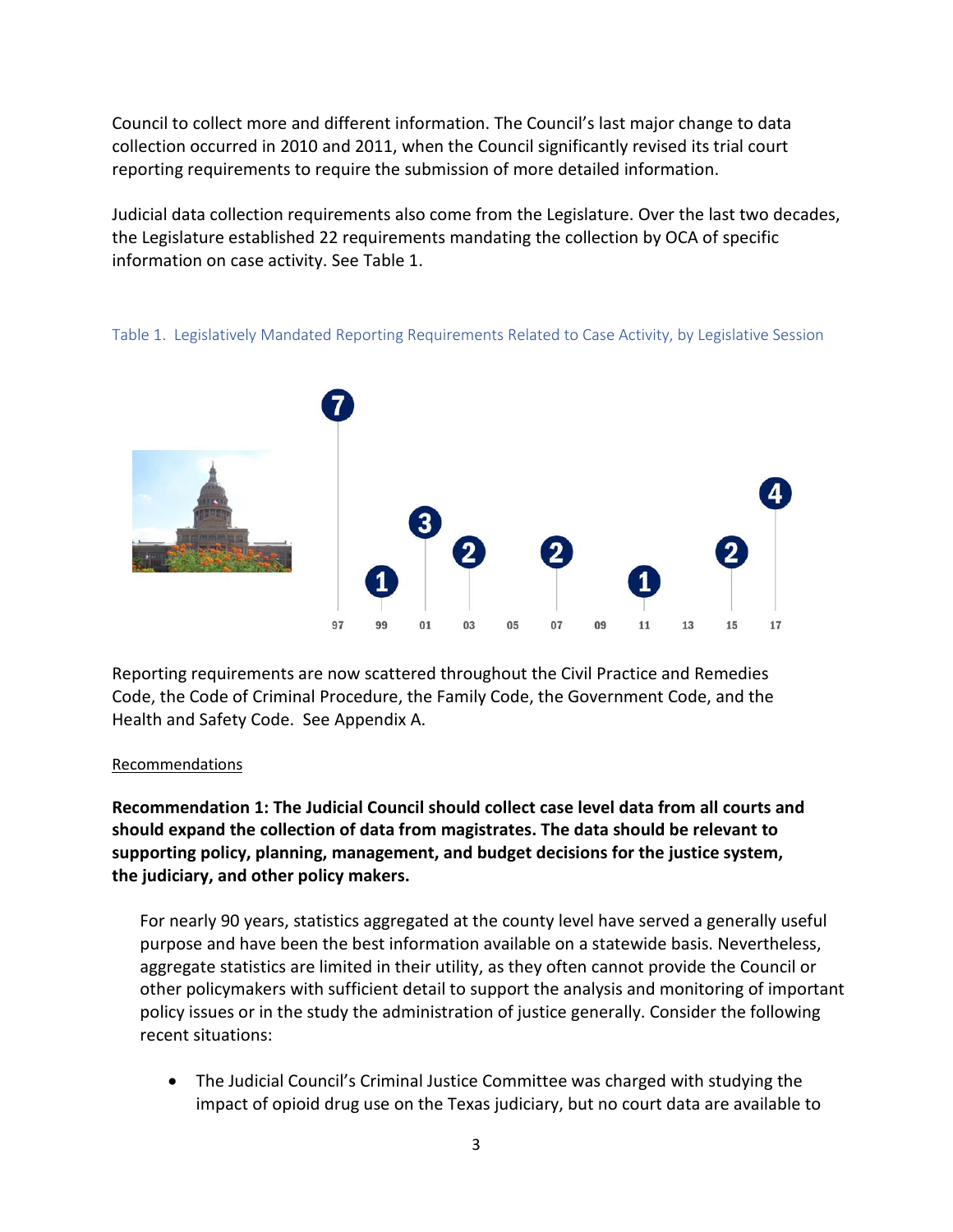Council to collect more and different information. The Council's last major change to data collection occurred in 2010 and 2011, when the Council significantly revised its trial court reporting requirements to require the submission of more detailed information.

Judicial data collection requirements also come from the Legislature. Over the last two decades, the Legislature established 22 requirements mandating the collection by OCA of specific information on case activity. See Table 1.

Table 1. Legislatively Mandated Reporting Requirements Related to Case Activity, by Legislative Session

| 97 | 99 | 01 | 03 | 05 | 07 | 09 | 11 | 13 | 15 | 17 |
|---|---|---|---|---|---|---|---|---|---|---|
| 7 | 1 | 3 | 2 | | 2 | | 1 | | 2 | 4 |

Reporting requirements are now scattered throughout the Civil Practice and Remedies Code, the Code of Criminal Procedure, the Family Code, the Government Code, and the Health and Safety Code. See Appendix A.

Recommendations

**Recommendation 1: The Judicial Council should collect case level data from all courts and should expand the collection of data from magistrates. The data should be relevant to supporting policy, planning, management, and budget decisions for the justice system, the judiciary, and other policy makers.**

For nearly 90 years, statistics aggregated at the county level have served a generally useful purpose and have been the best information available on a statewide basis. Nevertheless, aggregate statistics are limited in their utility, as they often cannot provide the Council or other policymakers with sufficient detail to support the analysis and monitoring of important policy issues or in the study the administration of justice generally. Consider the following recent situations:

- The Judicial Council's Criminal Justice Committee was charged with studying the impact of opioid drug use on the Texas judiciary, but no court data are available to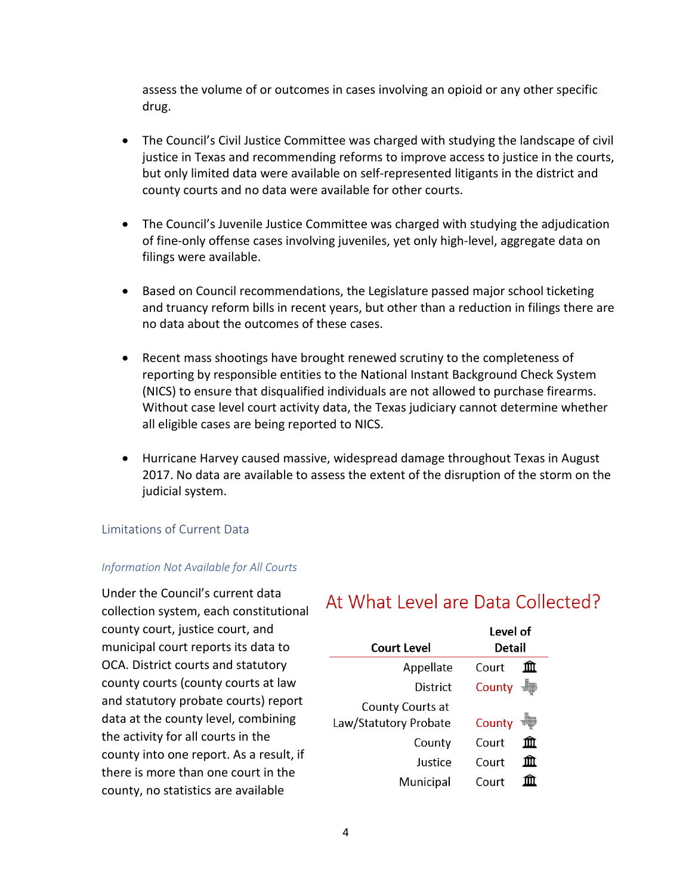assess the volume of or outcomes in cases involving an opioid or any other specific drug.

- The Council's Civil Justice Committee was charged with studying the landscape of civil justice in Texas and recommending reforms to improve access to justice in the courts, but only limited data were available on self-represented litigants in the district and county courts and no data were available for other courts.

- The Council's Juvenile Justice Committee was charged with studying the adjudication of fine-only offense cases involving juveniles, yet only high-level, aggregate data on filings were available.

- Based on Council recommendations, the Legislature passed major school ticketing and truancy reform bills in recent years, but other than a reduction in filings there are no data about the outcomes of these cases.

- Recent mass shootings have brought renewed scrutiny to the completeness of reporting by responsible entities to the National Instant Background Check System (NICS) to ensure that disqualified individuals are not allowed to purchase firearms. Without case level court activity data, the Texas judiciary cannot determine whether all eligible cases are being reported to NICS.

- Hurricane Harvey caused massive, widespread damage throughout Texas in August 2017. No data are available to assess the extent of the disruption of the storm on the judicial system.

## Limitations of Current Data

### *Information Not Available for All Courts*

Under the Council's current data collection system, each constitutional county court, justice court, and municipal court reports its data to OCA. District courts and statutory county courts (county courts at law and statutory probate courts) report data at the county level, combining the activity for all courts in the county into one report. As a result, if there is more than one court in the county, no statistics are available

**At What Level are Data Collected?**

| Court Level | Level of Detail |
|---|---|
| Appellate | Court |
| District | County |
| County Courts at Law/Statutory Probate | County |
| County | Court |
| Justice | Court |
| Municipal | Court |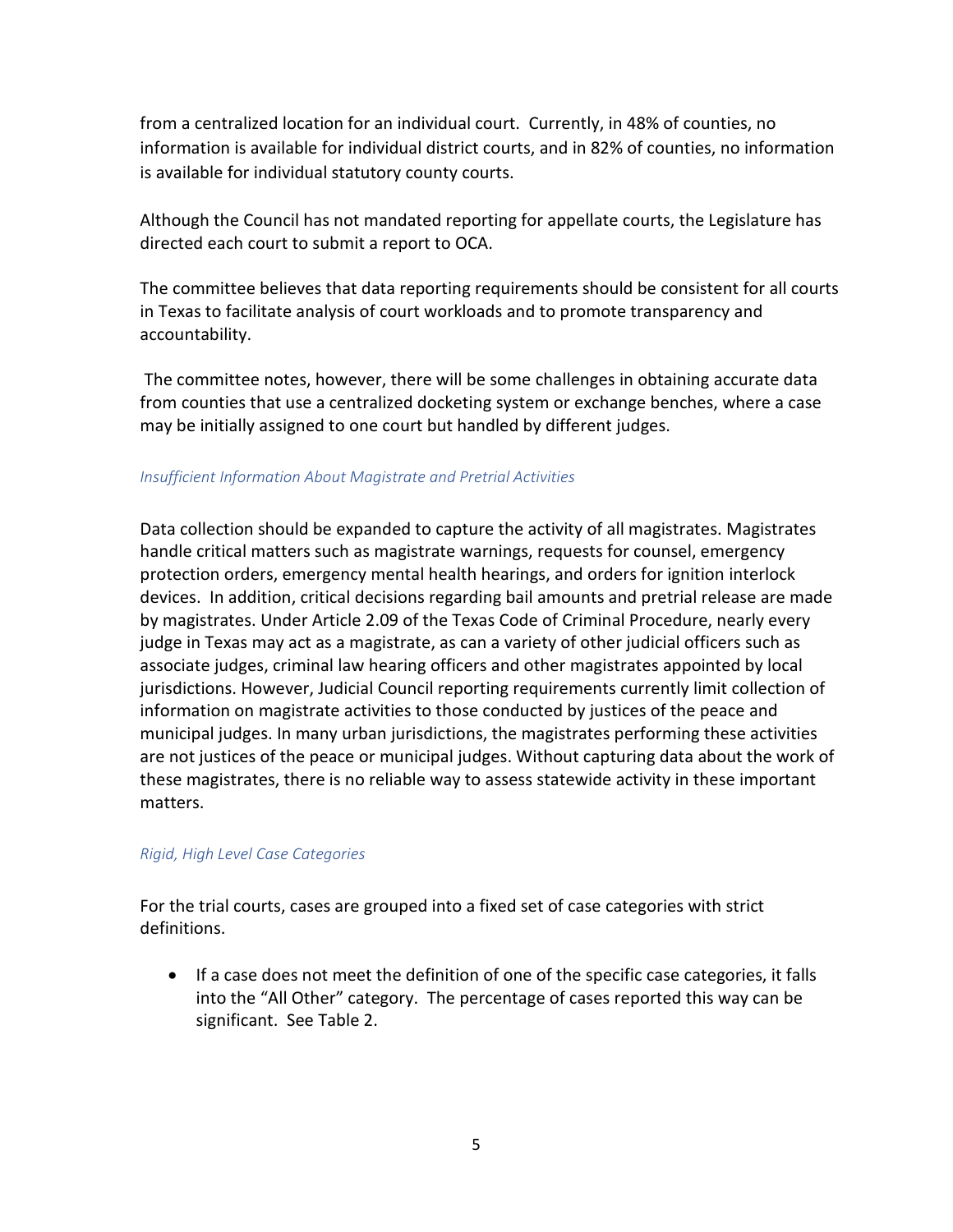from a centralized location for an individual court. Currently, in 48% of counties, no information is available for individual district courts, and in 82% of counties, no information is available for individual statutory county courts.

Although the Council has not mandated reporting for appellate courts, the Legislature has directed each court to submit a report to OCA.

The committee believes that data reporting requirements should be consistent for all courts in Texas to facilitate analysis of court workloads and to promote transparency and accountability.

The committee notes, however, there will be some challenges in obtaining accurate data from counties that use a centralized docketing system or exchange benches, where a case may be initially assigned to one court but handled by different judges.

### *Insufficient Information About Magistrate and Pretrial Activities*

Data collection should be expanded to capture the activity of all magistrates. Magistrates handle critical matters such as magistrate warnings, requests for counsel, emergency protection orders, emergency mental health hearings, and orders for ignition interlock devices. In addition, critical decisions regarding bail amounts and pretrial release are made by magistrates. Under Article 2.09 of the Texas Code of Criminal Procedure, nearly every judge in Texas may act as a magistrate, as can a variety of other judicial officers such as associate judges, criminal law hearing officers and other magistrates appointed by local jurisdictions. However, Judicial Council reporting requirements currently limit collection of information on magistrate activities to those conducted by justices of the peace and municipal judges. In many urban jurisdictions, the magistrates performing these activities are not justices of the peace or municipal judges. Without capturing data about the work of these magistrates, there is no reliable way to assess statewide activity in these important matters.

### *Rigid, High Level Case Categories*

For the trial courts, cases are grouped into a fixed set of case categories with strict definitions.

- If a case does not meet the definition of one of the specific case categories, it falls into the "All Other" category. The percentage of cases reported this way can be significant. See Table 2.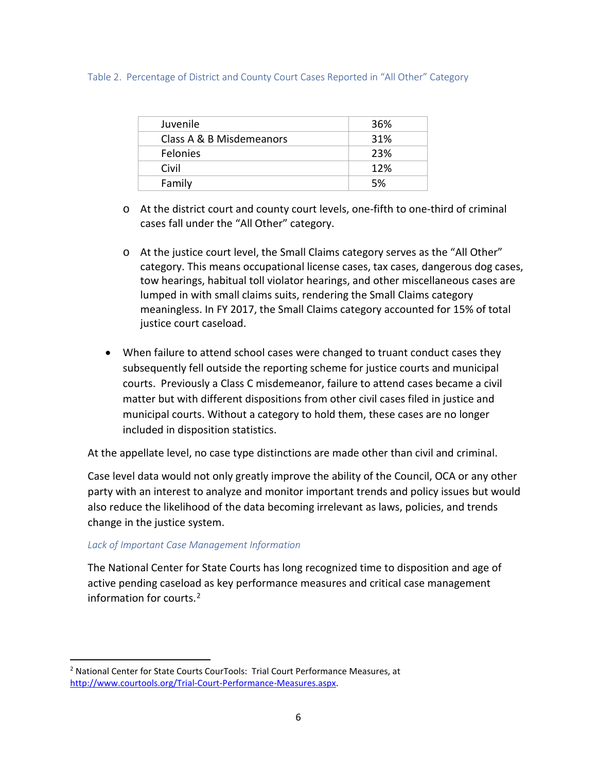Table 2. Percentage of District and County Court Cases Reported in "All Other" Category

| | |
|---|---|
| Juvenile | 36% |
| Class A & B Misdemeanors | 31% |
| Felonies | 23% |
| Civil | 12% |
| Family | 5% |

  - At the district court and county court levels, one-fifth to one-third of criminal cases fall under the "All Other" category.

  - At the justice court level, the Small Claims category serves as the "All Other" category. This means occupational license cases, tax cases, dangerous dog cases, tow hearings, habitual toll violator hearings, and other miscellaneous cases are lumped in with small claims suits, rendering the Small Claims category meaningless. In FY 2017, the Small Claims category accounted for 15% of total justice court caseload.

- When failure to attend school cases were changed to truant conduct cases they subsequently fell outside the reporting scheme for justice courts and municipal courts. Previously a Class C misdemeanor, failure to attend cases became a civil matter but with different dispositions from other civil cases filed in justice and municipal courts. Without a category to hold them, these cases are no longer included in disposition statistics.

At the appellate level, no case type distinctions are made other than civil and criminal.

Case level data would not only greatly improve the ability of the Council, OCA or any other party with an interest to analyze and monitor important trends and policy issues but would also reduce the likelihood of the data becoming irrelevant as laws, policies, and trends change in the justice system.

*Lack of Important Case Management Information*

The National Center for State Courts has long recognized time to disposition and age of active pending caseload as key performance measures and critical case management information for courts.[2]

[2] National Center for State Courts CourTools: Trial Court Performance Measures, at http://www.courtools.org/Trial-Court-Performance-Measures.aspx.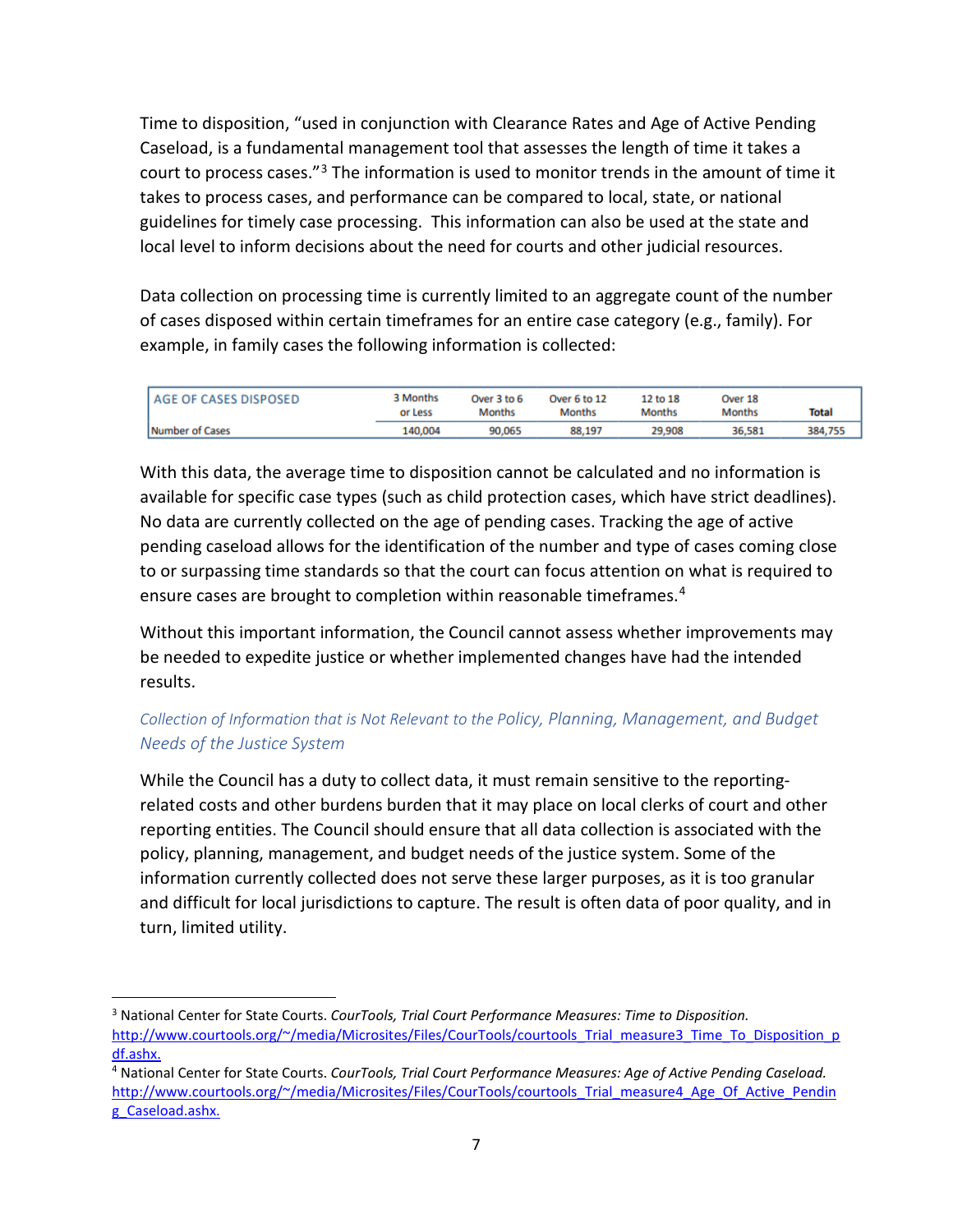Time to disposition, "used in conjunction with Clearance Rates and Age of Active Pending Caseload, is a fundamental management tool that assesses the length of time it takes a court to process cases."[3] The information is used to monitor trends in the amount of time it takes to process cases, and performance can be compared to local, state, or national guidelines for timely case processing. This information can also be used at the state and local level to inform decisions about the need for courts and other judicial resources.

Data collection on processing time is currently limited to an aggregate count of the number of cases disposed within certain timeframes for an entire case category (e.g., family). For example, in family cases the following information is collected:

| AGE OF CASES DISPOSED | 3 Months or Less | Over 3 to 6 Months | Over 6 to 12 Months | 12 to 18 Months | Over 18 Months | Total |
|---|---|---|---|---|---|---|
| Number of Cases | 140,004 | 90,065 | 88,197 | 29,908 | 36,581 | 384,755 |

With this data, the average time to disposition cannot be calculated and no information is available for specific case types (such as child protection cases, which have strict deadlines). No data are currently collected on the age of pending cases. Tracking the age of active pending caseload allows for the identification of the number and type of cases coming close to or surpassing time standards so that the court can focus attention on what is required to ensure cases are brought to completion within reasonable timeframes.[4]

Without this important information, the Council cannot assess whether improvements may be needed to expedite justice or whether implemented changes have had the intended results.

### *Collection of Information that is Not Relevant to the Policy, Planning, Management, and Budget Needs of the Justice System*

While the Council has a duty to collect data, it must remain sensitive to the reporting-related costs and other burdens burden that it may place on local clerks of court and other reporting entities. The Council should ensure that all data collection is associated with the policy, planning, management, and budget needs of the justice system. Some of the information currently collected does not serve these larger purposes, as it is too granular and difficult for local jurisdictions to capture. The result is often data of poor quality, and in turn, limited utility.

---

[3] National Center for State Courts. *CourTools, Trial Court Performance Measures: Time to Disposition.* http://www.courtools.org/~/media/Microsites/Files/CourTools/courtools_Trial_measure3_Time_To_Disposition_pdf.ashx.

[4] National Center for State Courts. *CourTools, Trial Court Performance Measures: Age of Active Pending Caseload.* http://www.courtools.org/~/media/Microsites/Files/CourTools/courtools_Trial_measure4_Age_Of_Active_Pending_Caseload.ashx.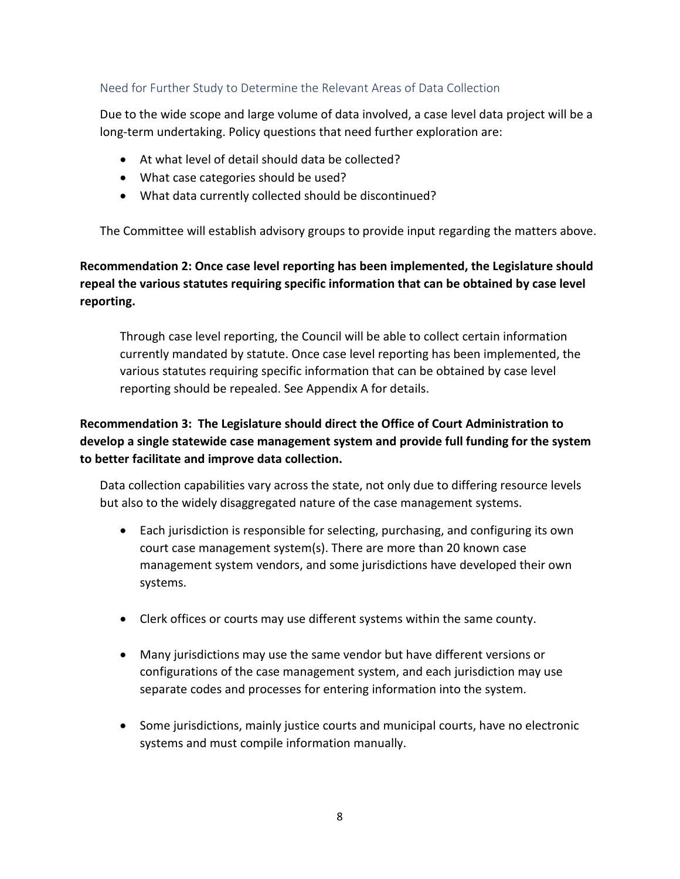### Need for Further Study to Determine the Relevant Areas of Data Collection

Due to the wide scope and large volume of data involved, a case level data project will be a long-term undertaking. Policy questions that need further exploration are:

- At what level of detail should data be collected?
- What case categories should be used?
- What data currently collected should be discontinued?

The Committee will establish advisory groups to provide input regarding the matters above.

**Recommendation 2: Once case level reporting has been implemented, the Legislature should repeal the various statutes requiring specific information that can be obtained by case level reporting.**

Through case level reporting, the Council will be able to collect certain information currently mandated by statute. Once case level reporting has been implemented, the various statutes requiring specific information that can be obtained by case level reporting should be repealed. See Appendix A for details.

**Recommendation 3: The Legislature should direct the Office of Court Administration to develop a single statewide case management system and provide full funding for the system to better facilitate and improve data collection.**

Data collection capabilities vary across the state, not only due to differing resource levels but also to the widely disaggregated nature of the case management systems.

- Each jurisdiction is responsible for selecting, purchasing, and configuring its own court case management system(s). There are more than 20 known case management system vendors, and some jurisdictions have developed their own systems.
- Clerk offices or courts may use different systems within the same county.
- Many jurisdictions may use the same vendor but have different versions or configurations of the case management system, and each jurisdiction may use separate codes and processes for entering information into the system.
- Some jurisdictions, mainly justice courts and municipal courts, have no electronic systems and must compile information manually.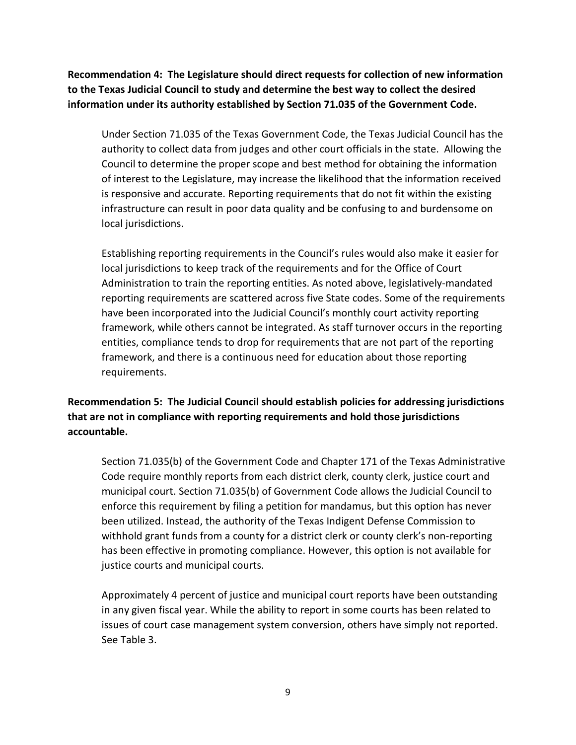**Recommendation 4: The Legislature should direct requests for collection of new information to the Texas Judicial Council to study and determine the best way to collect the desired information under its authority established by Section 71.035 of the Government Code.**

Under Section 71.035 of the Texas Government Code, the Texas Judicial Council has the authority to collect data from judges and other court officials in the state. Allowing the Council to determine the proper scope and best method for obtaining the information of interest to the Legislature, may increase the likelihood that the information received is responsive and accurate. Reporting requirements that do not fit within the existing infrastructure can result in poor data quality and be confusing to and burdensome on local jurisdictions.

Establishing reporting requirements in the Council's rules would also make it easier for local jurisdictions to keep track of the requirements and for the Office of Court Administration to train the reporting entities. As noted above, legislatively-mandated reporting requirements are scattered across five State codes. Some of the requirements have been incorporated into the Judicial Council's monthly court activity reporting framework, while others cannot be integrated. As staff turnover occurs in the reporting entities, compliance tends to drop for requirements that are not part of the reporting framework, and there is a continuous need for education about those reporting requirements.

**Recommendation 5: The Judicial Council should establish policies for addressing jurisdictions that are not in compliance with reporting requirements and hold those jurisdictions accountable.**

Section 71.035(b) of the Government Code and Chapter 171 of the Texas Administrative Code require monthly reports from each district clerk, county clerk, justice court and municipal court. Section 71.035(b) of Government Code allows the Judicial Council to enforce this requirement by filing a petition for mandamus, but this option has never been utilized. Instead, the authority of the Texas Indigent Defense Commission to withhold grant funds from a county for a district clerk or county clerk's non-reporting has been effective in promoting compliance. However, this option is not available for justice courts and municipal courts.

Approximately 4 percent of justice and municipal court reports have been outstanding in any given fiscal year. While the ability to report in some courts has been related to issues of court case management system conversion, others have simply not reported. See Table 3.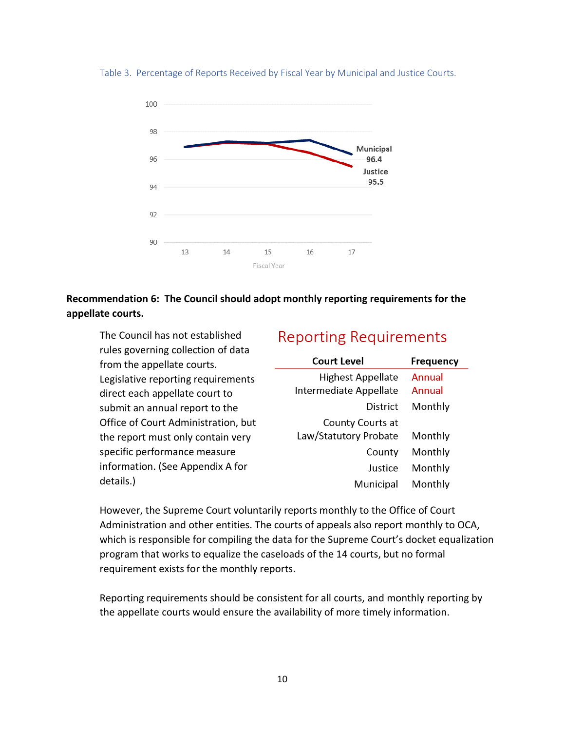Table 3. Percentage of Reports Received by Fiscal Year by Municipal and Justice Courts.

**Recommendation 6: The Council should adopt monthly reporting requirements for the appellate courts.**

The Council has not established rules governing collection of data from the appellate courts. Legislative reporting requirements direct each appellate court to submit an annual report to the Office of Court Administration, but the report must only contain very specific performance measure information. (See Appendix A for details.)

## Reporting Requirements

| Court Level | Frequency |
|---|---|
| Highest Appellate | Annual |
| Intermediate Appellate | Annual |
| District | Monthly |
| County Courts at Law/Statutory Probate | Monthly |
| County | Monthly |
| Justice | Monthly |
| Municipal | Monthly |

However, the Supreme Court voluntarily reports monthly to the Office of Court Administration and other entities. The courts of appeals also report monthly to OCA, which is responsible for compiling the data for the Supreme Court's docket equalization program that works to equalize the caseloads of the 14 courts, but no formal requirement exists for the monthly reports.

Reporting requirements should be consistent for all courts, and monthly reporting by the appellate courts would ensure the availability of more timely information.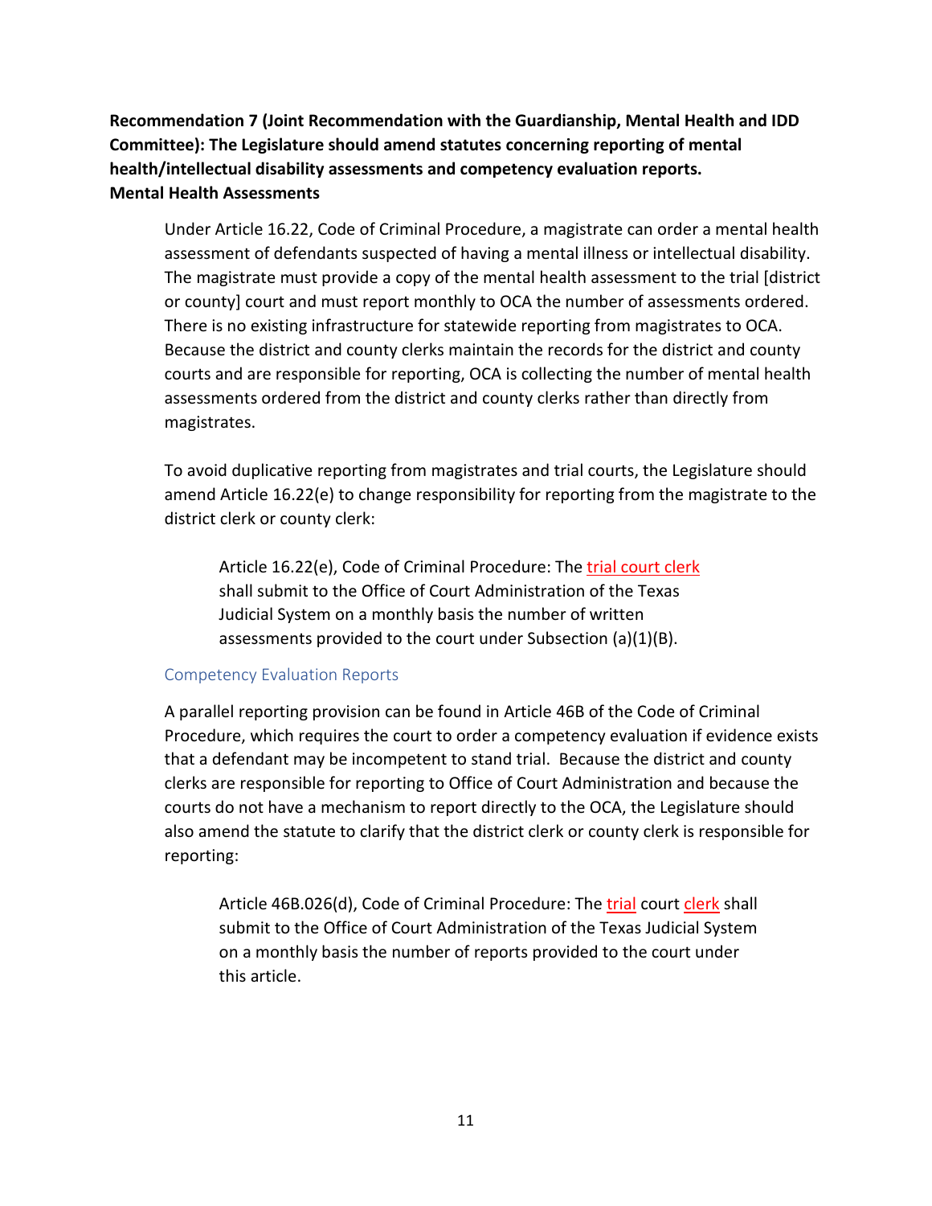**Recommendation 7 (Joint Recommendation with the Guardianship, Mental Health and IDD Committee): The Legislature should amend statutes concerning reporting of mental health/intellectual disability assessments and competency evaluation reports.**

**Mental Health Assessments**

Under Article 16.22, Code of Criminal Procedure, a magistrate can order a mental health assessment of defendants suspected of having a mental illness or intellectual disability. The magistrate must provide a copy of the mental health assessment to the trial [district or county] court and must report monthly to OCA the number of assessments ordered. There is no existing infrastructure for statewide reporting from magistrates to OCA. Because the district and county clerks maintain the records for the district and county courts and are responsible for reporting, OCA is collecting the number of mental health assessments ordered from the district and county clerks rather than directly from magistrates.

To avoid duplicative reporting from magistrates and trial courts, the Legislature should amend Article 16.22(e) to change responsibility for reporting from the magistrate to the district clerk or county clerk:

> Article 16.22(e), Code of Criminal Procedure: The <u>trial court clerk</u> shall submit to the Office of Court Administration of the Texas Judicial System on a monthly basis the number of written assessments provided to the court under Subsection (a)(1)(B).

### Competency Evaluation Reports

A parallel reporting provision can be found in Article 46B of the Code of Criminal Procedure, which requires the court to order a competency evaluation if evidence exists that a defendant may be incompetent to stand trial. Because the district and county clerks are responsible for reporting to Office of Court Administration and because the courts do not have a mechanism to report directly to the OCA, the Legislature should also amend the statute to clarify that the district clerk or county clerk is responsible for reporting:

> Article 46B.026(d), Code of Criminal Procedure: The <u>trial</u> court <u>clerk</u> shall submit to the Office of Court Administration of the Texas Judicial System on a monthly basis the number of reports provided to the court under this article.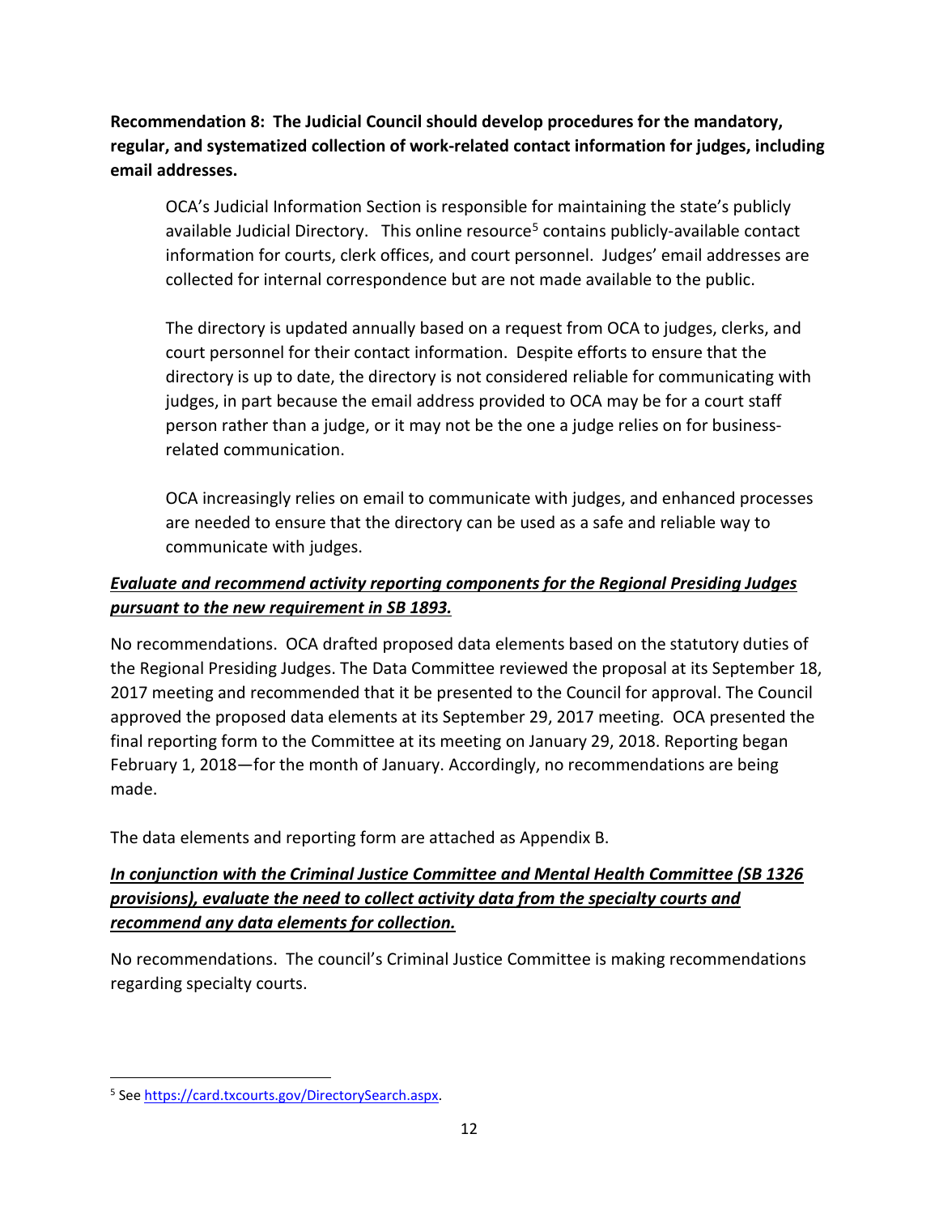**Recommendation 8: The Judicial Council should develop procedures for the mandatory, regular, and systematized collection of work-related contact information for judges, including email addresses.**

> OCA's Judicial Information Section is responsible for maintaining the state's publicly available Judicial Directory. This online resource[5] contains publicly-available contact information for courts, clerk offices, and court personnel. Judges' email addresses are collected for internal correspondence but are not made available to the public.
>
> The directory is updated annually based on a request from OCA to judges, clerks, and court personnel for their contact information. Despite efforts to ensure that the directory is up to date, the directory is not considered reliable for communicating with judges, in part because the email address provided to OCA may be for a court staff person rather than a judge, or it may not be the one a judge relies on for business-related communication.
>
> OCA increasingly relies on email to communicate with judges, and enhanced processes are needed to ensure that the directory can be used as a safe and reliable way to communicate with judges.

***Evaluate and recommend activity reporting components for the Regional Presiding Judges pursuant to the new requirement in SB 1893.***

No recommendations. OCA drafted proposed data elements based on the statutory duties of the Regional Presiding Judges. The Data Committee reviewed the proposal at its September 18, 2017 meeting and recommended that it be presented to the Council for approval. The Council approved the proposed data elements at its September 29, 2017 meeting. OCA presented the final reporting form to the Committee at its meeting on January 29, 2018. Reporting began February 1, 2018—for the month of January. Accordingly, no recommendations are being made.

The data elements and reporting form are attached as Appendix B.

***In conjunction with the Criminal Justice Committee and Mental Health Committee (SB 1326 provisions), evaluate the need to collect activity data from the specialty courts and recommend any data elements for collection.***

No recommendations. The council's Criminal Justice Committee is making recommendations regarding specialty courts.

---

[5] See https://card.txcourts.gov/DirectorySearch.aspx.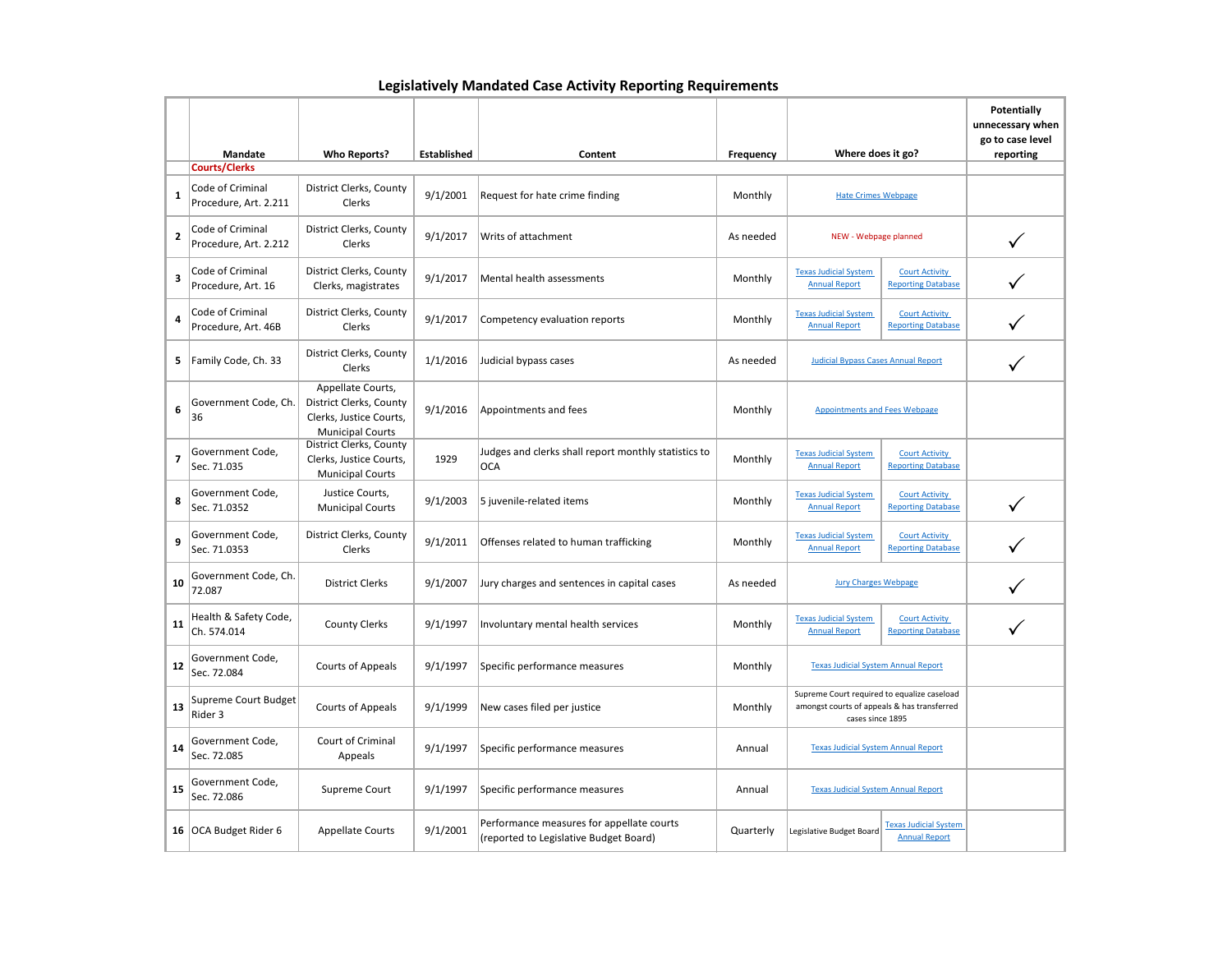## Legislatively Mandated Case Activity Reporting Requirements

| | Mandate | Who Reports? | Established | Content | Frequency | Where does it go? | | Potentially unnecessary when go to case level reporting |
|---|---|---|---|---|---|---|---|---|
| | **Courts/Clerks** | | | | | | | |
| 1 | Code of Criminal Procedure, Art. 2.211 | District Clerks, County Clerks | 9/1/2001 | Request for hate crime finding | Monthly | Hate Crimes Webpage | | |
| 2 | Code of Criminal Procedure, Art. 2.212 | District Clerks, County Clerks | 9/1/2017 | Writs of attachment | As needed | NEW - Webpage planned | | ✓ |
| 3 | Code of Criminal Procedure, Art. 16 | District Clerks, County Clerks, magistrates | 9/1/2017 | Mental health assessments | Monthly | Texas Judicial System Annual Report | Court Activity Reporting Database | ✓ |
| 4 | Code of Criminal Procedure, Art. 46B | District Clerks, County Clerks | 9/1/2017 | Competency evaluation reports | Monthly | Texas Judicial System Annual Report | Court Activity Reporting Database | ✓ |
| 5 | Family Code, Ch. 33 | District Clerks, County Clerks | 1/1/2016 | Judicial bypass cases | As needed | Judicial Bypass Cases Annual Report | | ✓ |
| 6 | Government Code, Ch. 36 | Appellate Courts, District Clerks, County Clerks, Justice Courts, Municipal Courts | 9/1/2016 | Appointments and fees | Monthly | Appointments and Fees Webpage | | |
| 7 | Government Code, Sec. 71.035 | District Clerks, County Clerks, Justice Courts, Municipal Courts | 1929 | Judges and clerks shall report monthly statistics to OCA | Monthly | Texas Judicial System Annual Report | Court Activity Reporting Database | |
| 8 | Government Code, Sec. 71.0352 | Justice Courts, Municipal Courts | 9/1/2003 | 5 juvenile-related items | Monthly | Texas Judicial System Annual Report | Court Activity Reporting Database | ✓ |
| 9 | Government Code, Sec. 71.0353 | District Clerks, County Clerks | 9/1/2011 | Offenses related to human trafficking | Monthly | Texas Judicial System Annual Report | Court Activity Reporting Database | ✓ |
| 10 | Government Code, Ch. 72.087 | District Clerks | 9/1/2007 | Jury charges and sentences in capital cases | As needed | Jury Charges Webpage | | ✓ |
| 11 | Health & Safety Code, Ch. 574.014 | County Clerks | 9/1/1997 | Involuntary mental health services | Monthly | Texas Judicial System Annual Report | Court Activity Reporting Database | ✓ |
| 12 | Government Code, Sec. 72.084 | Courts of Appeals | 9/1/1997 | Specific performance measures | Monthly | Texas Judicial System Annual Report | | |
| 13 | Supreme Court Budget Rider 3 | Courts of Appeals | 9/1/1999 | New cases filed per justice | Monthly | Supreme Court required to equalize caseload amongst courts of appeals & has transferred cases since 1895 | | |
| 14 | Government Code, Sec. 72.085 | Court of Criminal Appeals | 9/1/1997 | Specific performance measures | Annual | Texas Judicial System Annual Report | | |
| 15 | Government Code, Sec. 72.086 | Supreme Court | 9/1/1997 | Specific performance measures | Annual | Texas Judicial System Annual Report | | |
| 16 | OCA Budget Rider 6 | Appellate Courts | 9/1/2001 | Performance measures for appellate courts (reported to Legislative Budget Board) | Quarterly | Legislative Budget Board | Texas Judicial System Annual Report | |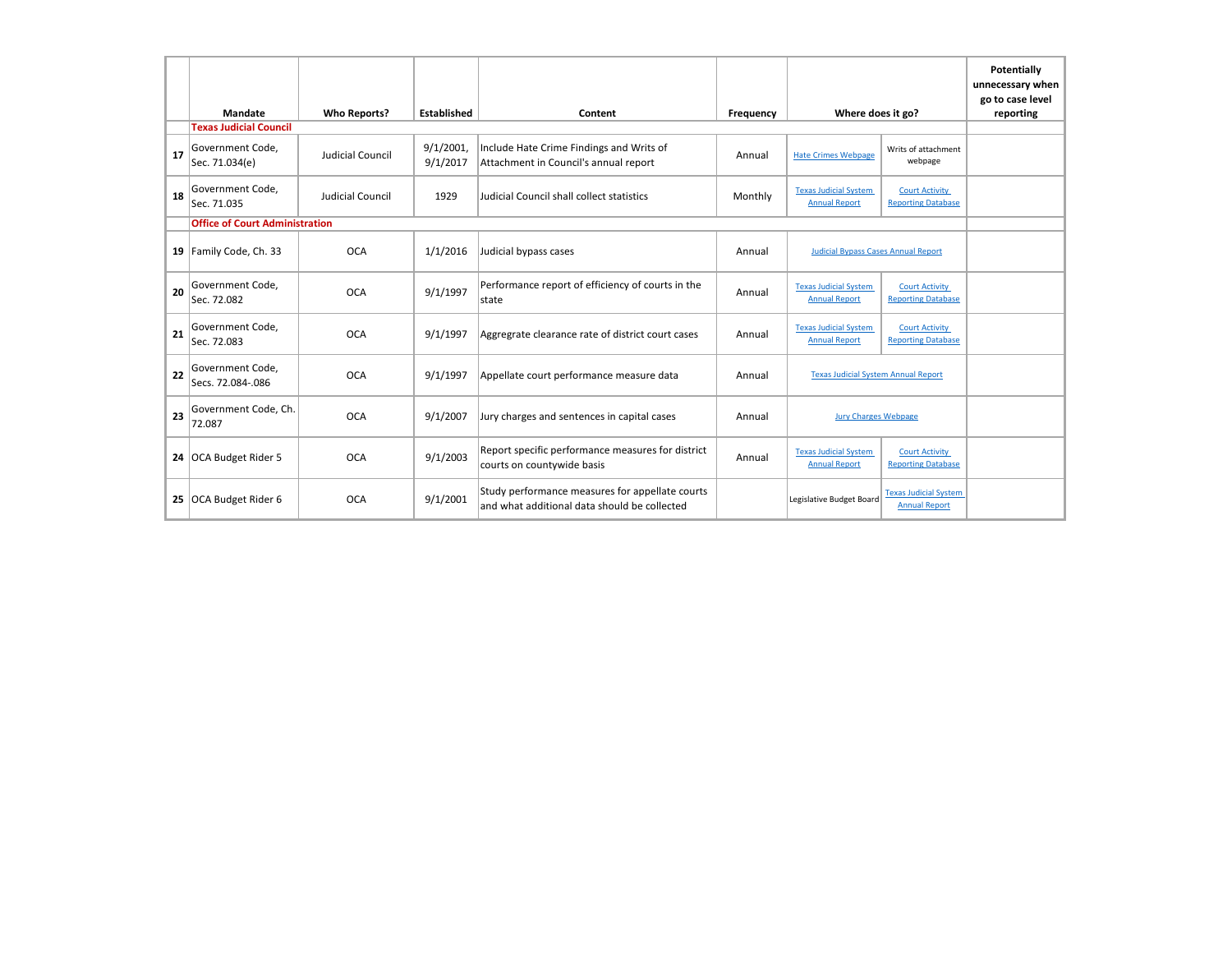| | Mandate | Who Reports? | Established | Content | Frequency | Where does it go? | | Potentially unnecessary when go to case level reporting |
|---|---|---|---|---|---|---|---|---|
| | **Texas Judicial Council** | | | | | | | |
| 17 | Government Code, Sec. 71.034(e) | Judicial Council | 9/1/2001, 9/1/2017 | Include Hate Crime Findings and Writs of Attachment in Council's annual report | Annual | Hate Crimes Webpage | Writs of attachment webpage | |
| 18 | Government Code, Sec. 71.035 | Judicial Council | 1929 | Judicial Council shall collect statistics | Monthly | Texas Judicial System Annual Report | Court Activity Reporting Database | |
| | **Office of Court Administration** | | | | | | | |
| 19 | Family Code, Ch. 33 | OCA | 1/1/2016 | Judicial bypass cases | Annual | Judicial Bypass Cases Annual Report | | |
| 20 | Government Code, Sec. 72.082 | OCA | 9/1/1997 | Performance report of efficiency of courts in the state | Annual | Texas Judicial System Annual Report | Court Activity Reporting Database | |
| 21 | Government Code, Sec. 72.083 | OCA | 9/1/1997 | Aggregrate clearance rate of district court cases | Annual | Texas Judicial System Annual Report | Court Activity Reporting Database | |
| 22 | Government Code, Secs. 72.084-.086 | OCA | 9/1/1997 | Appellate court performance measure data | Annual | Texas Judicial System Annual Report | | |
| 23 | Government Code, Ch. 72.087 | OCA | 9/1/2007 | Jury charges and sentences in capital cases | Annual | Jury Charges Webpage | | |
| 24 | OCA Budget Rider 5 | OCA | 9/1/2003 | Report specific performance measures for district courts on countywide basis | Annual | Texas Judicial System Annual Report | Court Activity Reporting Database | |
| 25 | OCA Budget Rider 6 | OCA | 9/1/2001 | Study performance measures for appellate courts and what additional data should be collected | | Legislative Budget Board | Texas Judicial System Annual Report | |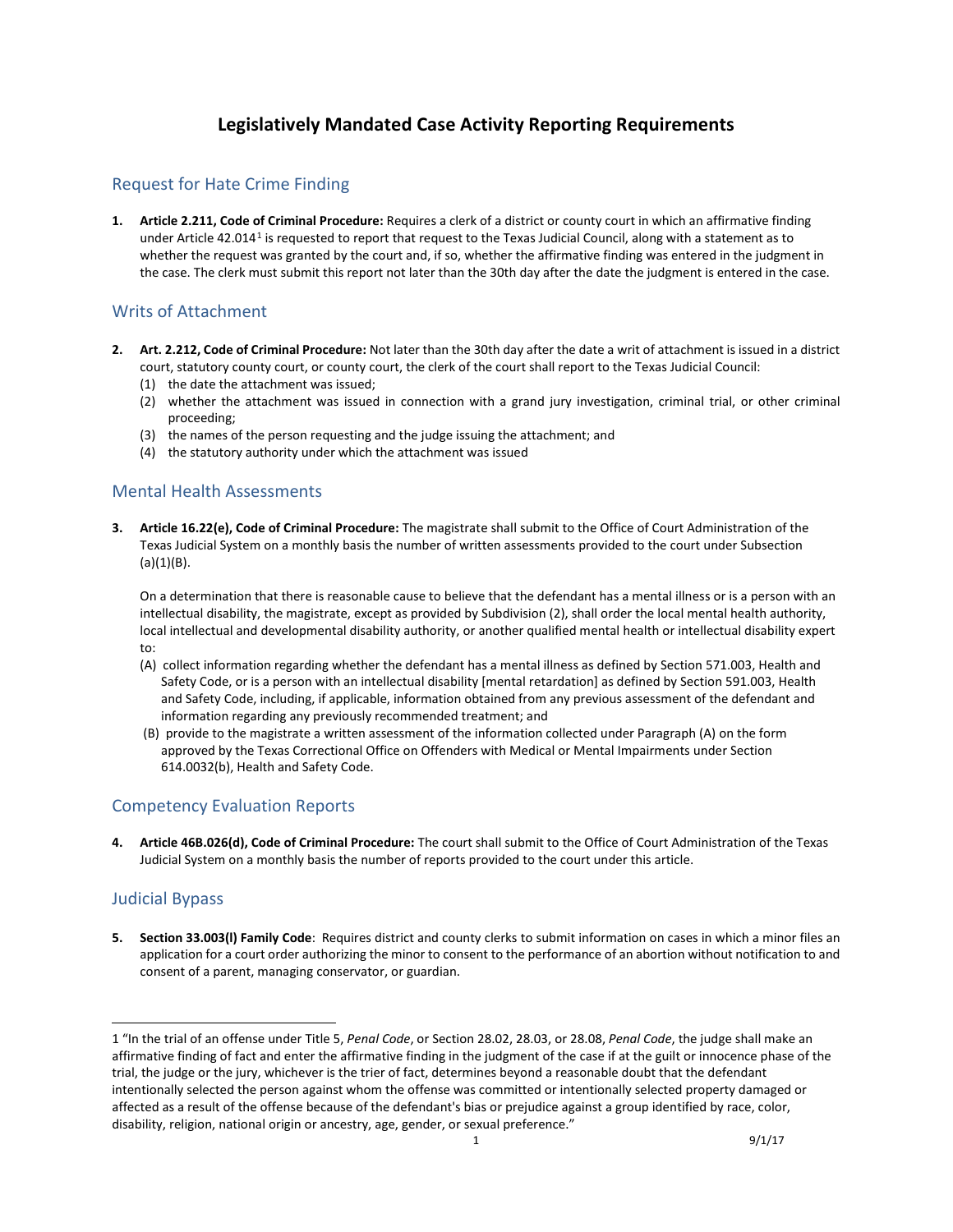# Legislatively Mandated Case Activity Reporting Requirements

## Request for Hate Crime Finding

1. **Article 2.211, Code of Criminal Procedure:** Requires a clerk of a district or county court in which an affirmative finding under Article 42.014[1] is requested to report that request to the Texas Judicial Council, along with a statement as to whether the request was granted by the court and, if so, whether the affirmative finding was entered in the judgment in the case. The clerk must submit this report not later than the 30th day after the date the judgment is entered in the case.

## Writs of Attachment

2. **Art. 2.212, Code of Criminal Procedure:** Not later than the 30th day after the date a writ of attachment is issued in a district court, statutory county court, or county court, the clerk of the court shall report to the Texas Judicial Council:
   (1) the date the attachment was issued;
   (2) whether the attachment was issued in connection with a grand jury investigation, criminal trial, or other criminal proceeding;
   (3) the names of the person requesting and the judge issuing the attachment; and
   (4) the statutory authority under which the attachment was issued

## Mental Health Assessments

3. **Article 16.22(e), Code of Criminal Procedure:** The magistrate shall submit to the Office of Court Administration of the Texas Judicial System on a monthly basis the number of written assessments provided to the court under Subsection (a)(1)(B).

   On a determination that there is reasonable cause to believe that the defendant has a mental illness or is a person with an intellectual disability, the magistrate, except as provided by Subdivision (2), shall order the local mental health authority, local intellectual and developmental disability authority, or another qualified mental health or intellectual disability expert to:
   (A) collect information regarding whether the defendant has a mental illness as defined by Section 571.003, Health and Safety Code, or is a person with an intellectual disability [mental retardation] as defined by Section 591.003, Health and Safety Code, including, if applicable, information obtained from any previous assessment of the defendant and information regarding any previously recommended treatment; and
   (B) provide to the magistrate a written assessment of the information collected under Paragraph (A) on the form approved by the Texas Correctional Office on Offenders with Medical or Mental Impairments under Section 614.0032(b), Health and Safety Code.

## Competency Evaluation Reports

4. **Article 46B.026(d), Code of Criminal Procedure:** The court shall submit to the Office of Court Administration of the Texas Judicial System on a monthly basis the number of reports provided to the court under this article.

## Judicial Bypass

5. **Section 33.003(l) Family Code**: Requires district and county clerks to submit information on cases in which a minor files an application for a court order authorizing the minor to consent to the performance of an abortion without notification to and consent of a parent, managing conservator, or guardian.

---

[1] "In the trial of an offense under Title 5, *Penal Code*, or Section 28.02, 28.03, or 28.08, *Penal Code*, the judge shall make an affirmative finding of fact and enter the affirmative finding in the judgment of the case if at the guilt or innocence phase of the trial, the judge or the jury, whichever is the trier of fact, determines beyond a reasonable doubt that the defendant intentionally selected the person against whom the offense was committed or intentionally selected property damaged or affected as a result of the offense because of the defendant's bias or prejudice against a group identified by race, color, disability, religion, national origin or ancestry, age, gender, or sexual preference."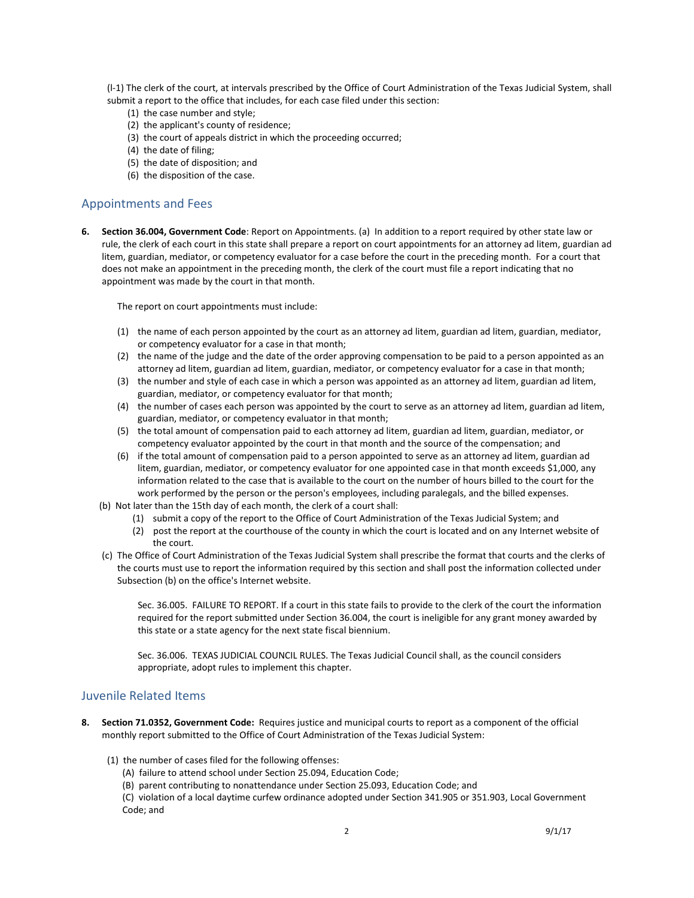(l-1) The clerk of the court, at intervals prescribed by the Office of Court Administration of the Texas Judicial System, shall submit a report to the office that includes, for each case filed under this section:

(1) the case number and style;
(2) the applicant's county of residence;
(3) the court of appeals district in which the proceeding occurred;
(4) the date of filing;
(5) the date of disposition; and
(6) the disposition of the case.

## Appointments and Fees

6. **Section 36.004, Government Code**: Report on Appointments. (a) In addition to a report required by other state law or rule, the clerk of each court in this state shall prepare a report on court appointments for an attorney ad litem, guardian ad litem, guardian, mediator, or competency evaluator for a case before the court in the preceding month. For a court that does not make an appointment in the preceding month, the clerk of the court must file a report indicating that no appointment was made by the court in that month.

   The report on court appointments must include:

   (1) the name of each person appointed by the court as an attorney ad litem, guardian ad litem, guardian, mediator, or competency evaluator for a case in that month;
   (2) the name of the judge and the date of the order approving compensation to be paid to a person appointed as an attorney ad litem, guardian ad litem, guardian, mediator, or competency evaluator for a case in that month;
   (3) the number and style of each case in which a person was appointed as an attorney ad litem, guardian ad litem, guardian, mediator, or competency evaluator for that month;
   (4) the number of cases each person was appointed by the court to serve as an attorney ad litem, guardian ad litem, guardian, mediator, or competency evaluator in that month;
   (5) the total amount of compensation paid to each attorney ad litem, guardian ad litem, guardian, mediator, or competency evaluator appointed by the court in that month and the source of the compensation; and
   (6) if the total amount of compensation paid to a person appointed to serve as an attorney ad litem, guardian ad litem, guardian, mediator, or competency evaluator for one appointed case in that month exceeds $1,000, any information related to the case that is available to the court on the number of hours billed to the court for the work performed by the person or the person's employees, including paralegals, and the billed expenses.

   (b) Not later than the 15th day of each month, the clerk of a court shall:
   (1) submit a copy of the report to the Office of Court Administration of the Texas Judicial System; and
   (2) post the report at the courthouse of the county in which the court is located and on any Internet website of the court.

   (c) The Office of Court Administration of the Texas Judicial System shall prescribe the format that courts and the clerks of the courts must use to report the information required by this section and shall post the information collected under Subsection (b) on the office's Internet website.

   Sec. 36.005. FAILURE TO REPORT. If a court in this state fails to provide to the clerk of the court the information required for the report submitted under Section 36.004, the court is ineligible for any grant money awarded by this state or a state agency for the next state fiscal biennium.

   Sec. 36.006. TEXAS JUDICIAL COUNCIL RULES. The Texas Judicial Council shall, as the council considers appropriate, adopt rules to implement this chapter.

## Juvenile Related Items

8. **Section 71.0352, Government Code:** Requires justice and municipal courts to report as a component of the official monthly report submitted to the Office of Court Administration of the Texas Judicial System:

   (1) the number of cases filed for the following offenses:
   (A) failure to attend school under Section 25.094, Education Code;
   (B) parent contributing to nonattendance under Section 25.093, Education Code; and
   (C) violation of a local daytime curfew ordinance adopted under Section 341.905 or 351.903, Local Government Code; and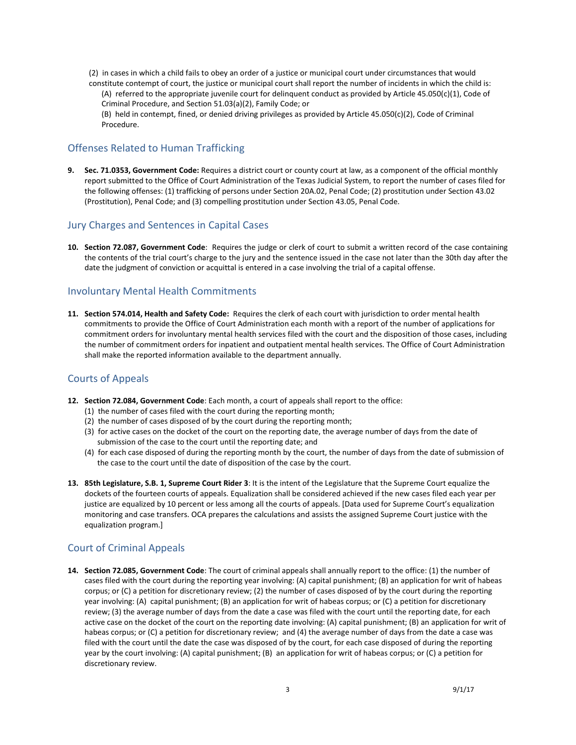(2) in cases in which a child fails to obey an order of a justice or municipal court under circumstances that would constitute contempt of court, the justice or municipal court shall report the number of incidents in which the child is:

(A) referred to the appropriate juvenile court for delinquent conduct as provided by Article 45.050(c)(1), Code of Criminal Procedure, and Section 51.03(a)(2), Family Code; or

(B) held in contempt, fined, or denied driving privileges as provided by Article 45.050(c)(2), Code of Criminal Procedure.

## Offenses Related to Human Trafficking

9. **Sec. 71.0353, Government Code:** Requires a district court or county court at law, as a component of the official monthly report submitted to the Office of Court Administration of the Texas Judicial System, to report the number of cases filed for the following offenses: (1) trafficking of persons under Section 20A.02, Penal Code; (2) prostitution under Section 43.02 (Prostitution), Penal Code; and (3) compelling prostitution under Section 43.05, Penal Code.

## Jury Charges and Sentences in Capital Cases

10. **Section 72.087, Government Code**: Requires the judge or clerk of court to submit a written record of the case containing the contents of the trial court's charge to the jury and the sentence issued in the case not later than the 30th day after the date the judgment of conviction or acquittal is entered in a case involving the trial of a capital offense.

## Involuntary Mental Health Commitments

11. **Section 574.014, Health and Safety Code:** Requires the clerk of each court with jurisdiction to order mental health commitments to provide the Office of Court Administration each month with a report of the number of applications for commitment orders for involuntary mental health services filed with the court and the disposition of those cases, including the number of commitment orders for inpatient and outpatient mental health services. The Office of Court Administration shall make the reported information available to the department annually.

## Courts of Appeals

12. **Section 72.084, Government Code**: Each month, a court of appeals shall report to the office:
    (1) the number of cases filed with the court during the reporting month;
    (2) the number of cases disposed of by the court during the reporting month;
    (3) for active cases on the docket of the court on the reporting date, the average number of days from the date of submission of the case to the court until the reporting date; and
    (4) for each case disposed of during the reporting month by the court, the number of days from the date of submission of the case to the court until the date of disposition of the case by the court.

13. **85th Legislature, S.B. 1, Supreme Court Rider 3**: It is the intent of the Legislature that the Supreme Court equalize the dockets of the fourteen courts of appeals. Equalization shall be considered achieved if the new cases filed each year per justice are equalized by 10 percent or less among all the courts of appeals. [Data used for Supreme Court's equalization monitoring and case transfers. OCA prepares the calculations and assists the assigned Supreme Court justice with the equalization program.]

## Court of Criminal Appeals

14. **Section 72.085, Government Code**: The court of criminal appeals shall annually report to the office: (1) the number of cases filed with the court during the reporting year involving: (A) capital punishment; (B) an application for writ of habeas corpus; or (C) a petition for discretionary review; (2) the number of cases disposed of by the court during the reporting year involving: (A) capital punishment; (B) an application for writ of habeas corpus; or (C) a petition for discretionary review; (3) the average number of days from the date a case was filed with the court until the reporting date, for each active case on the docket of the court on the reporting date involving: (A) capital punishment; (B) an application for writ of habeas corpus; or (C) a petition for discretionary review; and (4) the average number of days from the date a case was filed with the court until the date the case was disposed of by the court, for each case disposed of during the reporting year by the court involving: (A) capital punishment; (B) an application for writ of habeas corpus; or (C) a petition for discretionary review.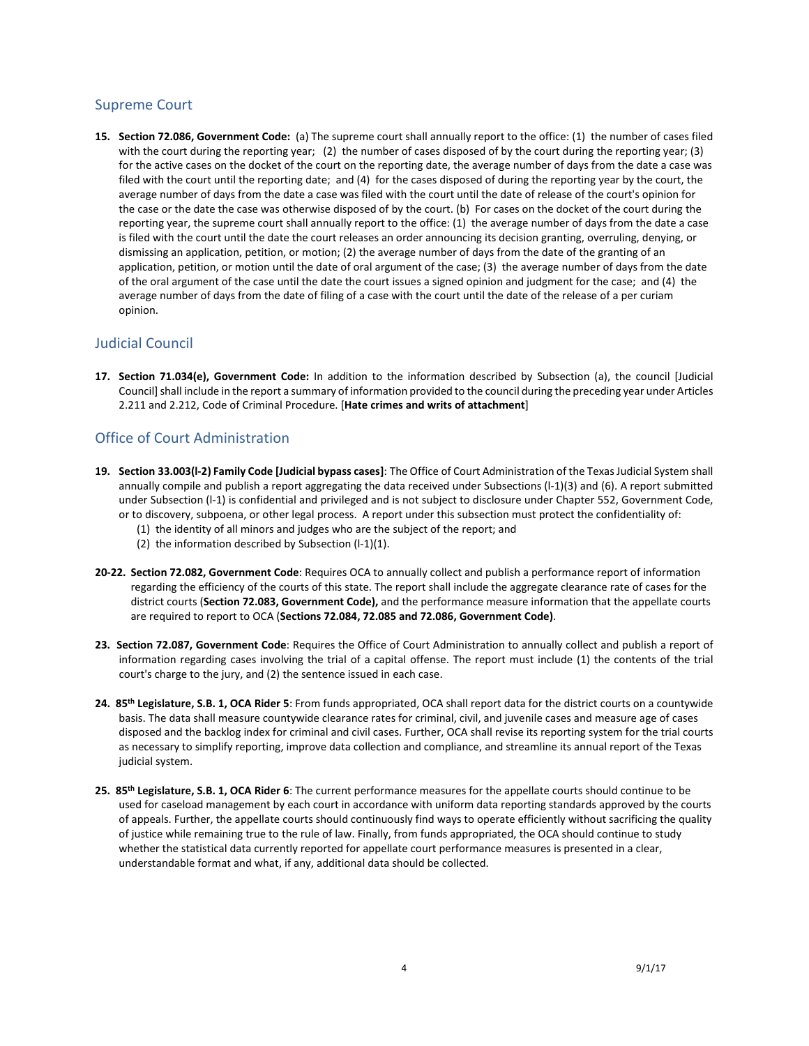## Supreme Court

**15. Section 72.086, Government Code:** (a) The supreme court shall annually report to the office: (1) the number of cases filed with the court during the reporting year; (2) the number of cases disposed of by the court during the reporting year; (3) for the active cases on the docket of the court on the reporting date, the average number of days from the date a case was filed with the court until the reporting date; and (4) for the cases disposed of during the reporting year by the court, the average number of days from the date a case was filed with the court until the date of release of the court's opinion for the case or the date the case was otherwise disposed of by the court. (b) For cases on the docket of the court during the reporting year, the supreme court shall annually report to the office: (1) the average number of days from the date a case is filed with the court until the date the court releases an order announcing its decision granting, overruling, denying, or dismissing an application, petition, or motion; (2) the average number of days from the date of the granting of an application, petition, or motion until the date of oral argument of the case; (3) the average number of days from the date of the oral argument of the case until the date the court issues a signed opinion and judgment for the case; and (4) the average number of days from the date of filing of a case with the court until the date of the release of a per curiam opinion.

## Judicial Council

**17. Section 71.034(e), Government Code:** In addition to the information described by Subsection (a), the council [Judicial Council] shall include in the report a summary of information provided to the council during the preceding year under Articles 2.211 and 2.212, Code of Criminal Procedure. [**Hate crimes and writs of attachment**]

## Office of Court Administration

**19. Section 33.003(l-2) Family Code [Judicial bypass cases]**: The Office of Court Administration of the Texas Judicial System shall annually compile and publish a report aggregating the data received under Subsections (l-1)(3) and (6). A report submitted under Subsection (l-1) is confidential and privileged and is not subject to disclosure under Chapter 552, Government Code, or to discovery, subpoena, or other legal process. A report under this subsection must protect the confidentiality of:

(1) the identity of all minors and judges who are the subject of the report; and
(2) the information described by Subsection (l-1)(1).

**20-22. Section 72.082, Government Code**: Requires OCA to annually collect and publish a performance report of information regarding the efficiency of the courts of this state. The report shall include the aggregate clearance rate of cases for the district courts (**Section 72.083, Government Code),** and the performance measure information that the appellate courts are required to report to OCA (**Sections 72.084, 72.085 and 72.086, Government Code)**.

**23. Section 72.087, Government Code**: Requires the Office of Court Administration to annually collect and publish a report of information regarding cases involving the trial of a capital offense. The report must include (1) the contents of the trial court's charge to the jury, and (2) the sentence issued in each case.

**24. 85th Legislature, S.B. 1, OCA Rider 5**: From funds appropriated, OCA shall report data for the district courts on a countywide basis. The data shall measure countywide clearance rates for criminal, civil, and juvenile cases and measure age of cases disposed and the backlog index for criminal and civil cases. Further, OCA shall revise its reporting system for the trial courts as necessary to simplify reporting, improve data collection and compliance, and streamline its annual report of the Texas judicial system.

**25. 85th Legislature, S.B. 1, OCA Rider 6**: The current performance measures for the appellate courts should continue to be used for caseload management by each court in accordance with uniform data reporting standards approved by the courts of appeals. Further, the appellate courts should continuously find ways to operate efficiently without sacrificing the quality of justice while remaining true to the rule of law. Finally, from funds appropriated, the OCA should continue to study whether the statistical data currently reported for appellate court performance measures is presented in a clear, understandable format and what, if any, additional data should be collected.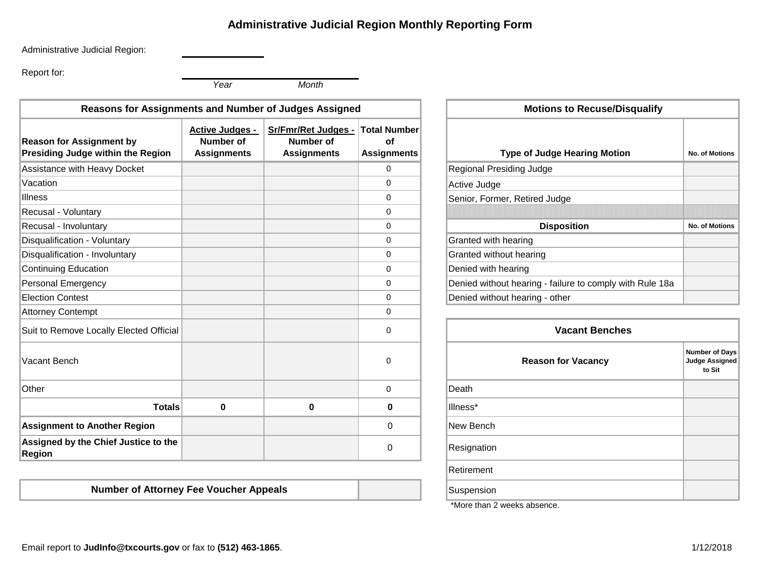# Administrative Judicial Region Monthly Reporting Form

Administrative Judicial Region: ______________

Report for: ______________________________
*Year* *Month*

| Reasons for Assignments and Number of Judges Assigned | | | |
|---|---|---|---|
| **Reason for Assignment by Presiding Judge within the Region** | **Active Judges - Number of Assignments** | **Sr/Fmr/Ret Judges - Number of Assignments** | **Total Number of Assignments** |
| Assistance with Heavy Docket | | | 0 |
| Vacation | | | 0 |
| Illness | | | 0 |
| Recusal - Voluntary | | | 0 |
| Recusal - Involuntary | | | 0 |
| Disqualification - Voluntary | | | 0 |
| Disqualification - Involuntary | | | 0 |
| Continuing Education | | | 0 |
| Personal Emergency | | | 0 |
| Election Contest | | | 0 |
| Attorney Contempt | | | 0 |
| Suit to Remove Locally Elected Official | | | 0 |
| Vacant Bench | | | 0 |
| Other | | | 0 |
| **Totals** | **0** | **0** | **0** |
| **Assignment to Another Region** | | | 0 |
| **Assigned by the Chief Justice to the Region** | | | 0 |

| **Number of Attorney Fee Voucher Appeals** | |
|---|---|

| Motions to Recuse/Disqualify | |
|---|---|
| **Type of Judge Hearing Motion** | **No. of Motions** |
| Regional Presiding Judge | |
| Active Judge | |
| Senior, Former, Retired Judge | |
| **Disposition** | **No. of Motions** |
| Granted with hearing | |
| Granted without hearing | |
| Denied with hearing | |
| Denied without hearing - failure to comply with Rule 18a | |
| Denied without hearing - other | |

| Vacant Benches | |
|---|---|
| **Reason for Vacancy** | **Number of Days Judge Assigned to Sit** |
| Death | |
| Illness* | |
| New Bench | |
| Resignation | |
| Retirement | |
| Suspension | |

*More than 2 weeks absence.

Email report to **JudInfo@txcourts.gov** or fax to **(512) 463-1865**.

1/12/2018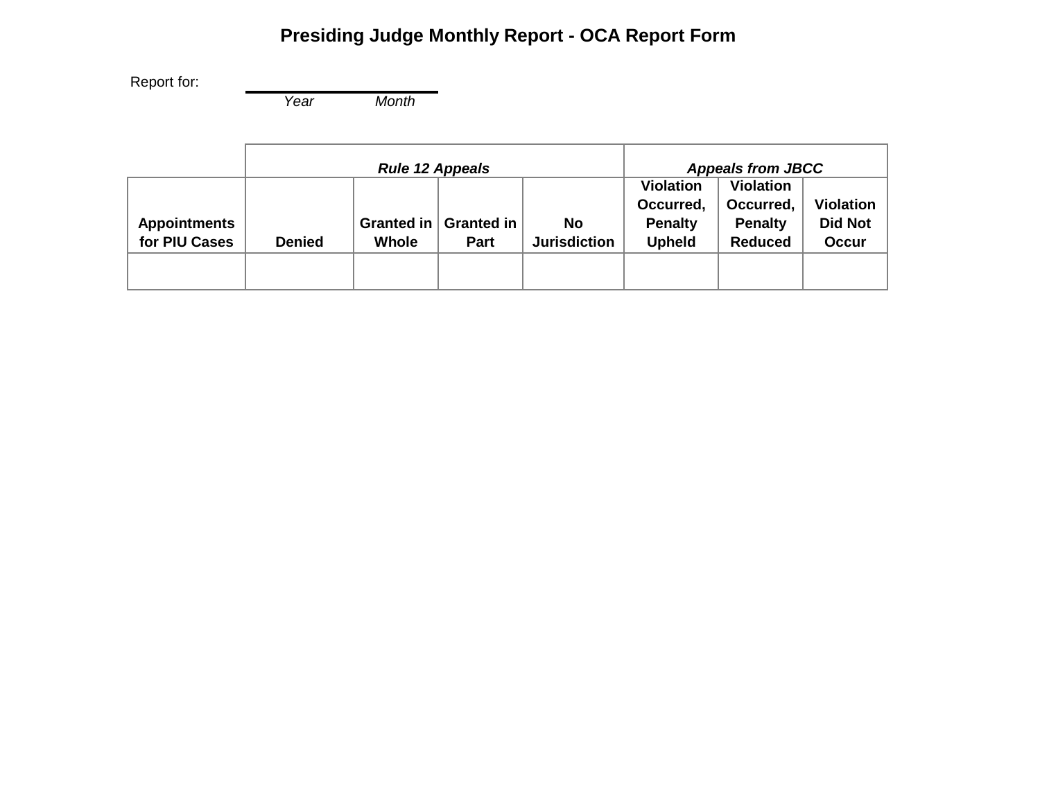# Presiding Judge Monthly Report - OCA Report Form

Report for: ______________________

*Year* *Month*

| | ***Rule 12 Appeals*** | | | | ***Appeals from JBCC*** | | |
|---|---|---|---|---|---|---|---|
| **Appointments for PIU Cases** | **Denied** | **Granted in Whole** | **Granted in Part** | **No Jurisdiction** | **Violation Occurred, Penalty Upheld** | **Violation Occurred, Penalty Reduced** | **Violation Did Not Occur** |
| | | | | | | | |